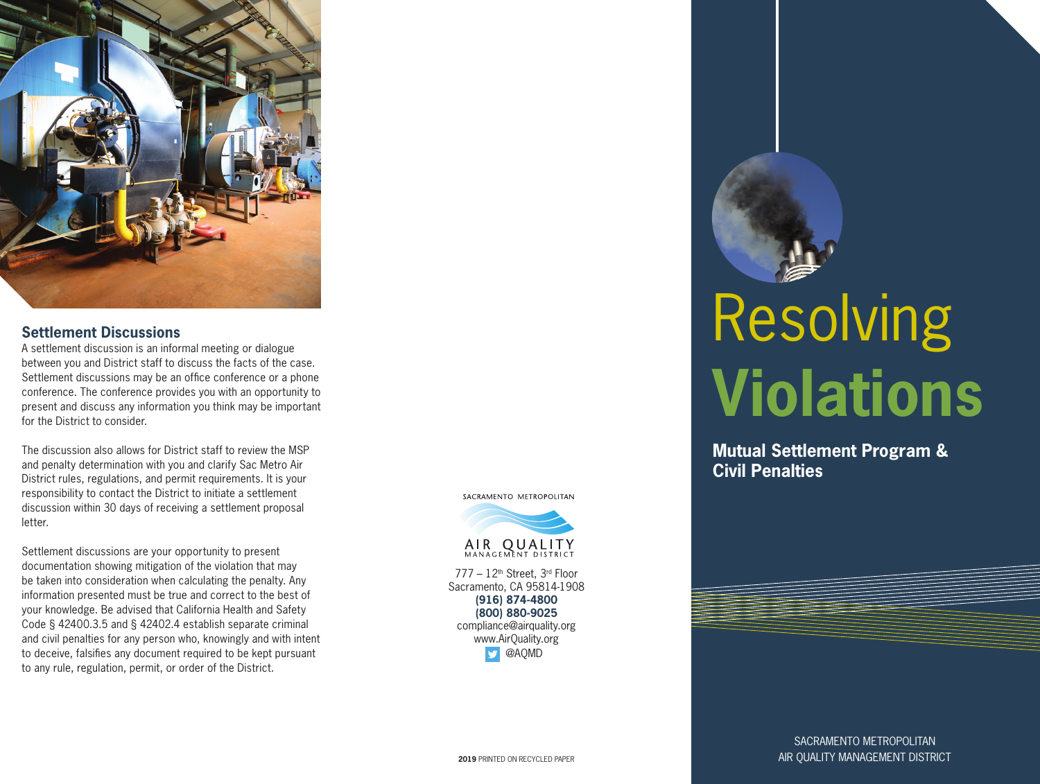## Settlement Discussions

A settlement discussion is an informal meeting or dialogue between you and District staff to discuss the facts of the case. Settlement discussions may be an office conference or a phone conference. The conference provides you with an opportunity to present and discuss any information you think may be important for the District to consider.

The discussion also allows for District staff to review the MSP and penalty determination with you and clarify Sac Metro Air District rules, regulations, and permit requirements. It is your responsibility to contact the District to initiate a settlement discussion within 30 days of receiving a settlement proposal letter.

Settlement discussions are your opportunity to present documentation showing mitigation of the violation that may be taken into consideration when calculating the penalty. Any information presented must be true and correct to the best of your knowledge. Be advised that California Health and Safety Code § 42400.3.5 and § 42402.4 establish separate criminal and civil penalties for any person who, knowingly and with intent to deceive, falsifies any document required to be kept pursuant to any rule, regulation, permit, or order of the District.

SACRAMENTO METROPOLITAN AIR QUALITY MANAGEMENT DISTRICT

777 – 12th Street, 3rd Floor
Sacramento, CA 95814-1908
**(916) 874-4800**
**(800) 880-9025**
compliance@airquality.org
www.AirQuality.org
@AQMD

**2019** PRINTED ON RECYCLED PAPER

# Resolving **Violations**

## Mutual Settlement Program & Civil Penalties

SACRAMENTO METROPOLITAN AIR QUALITY MANAGEMENT DISTRICT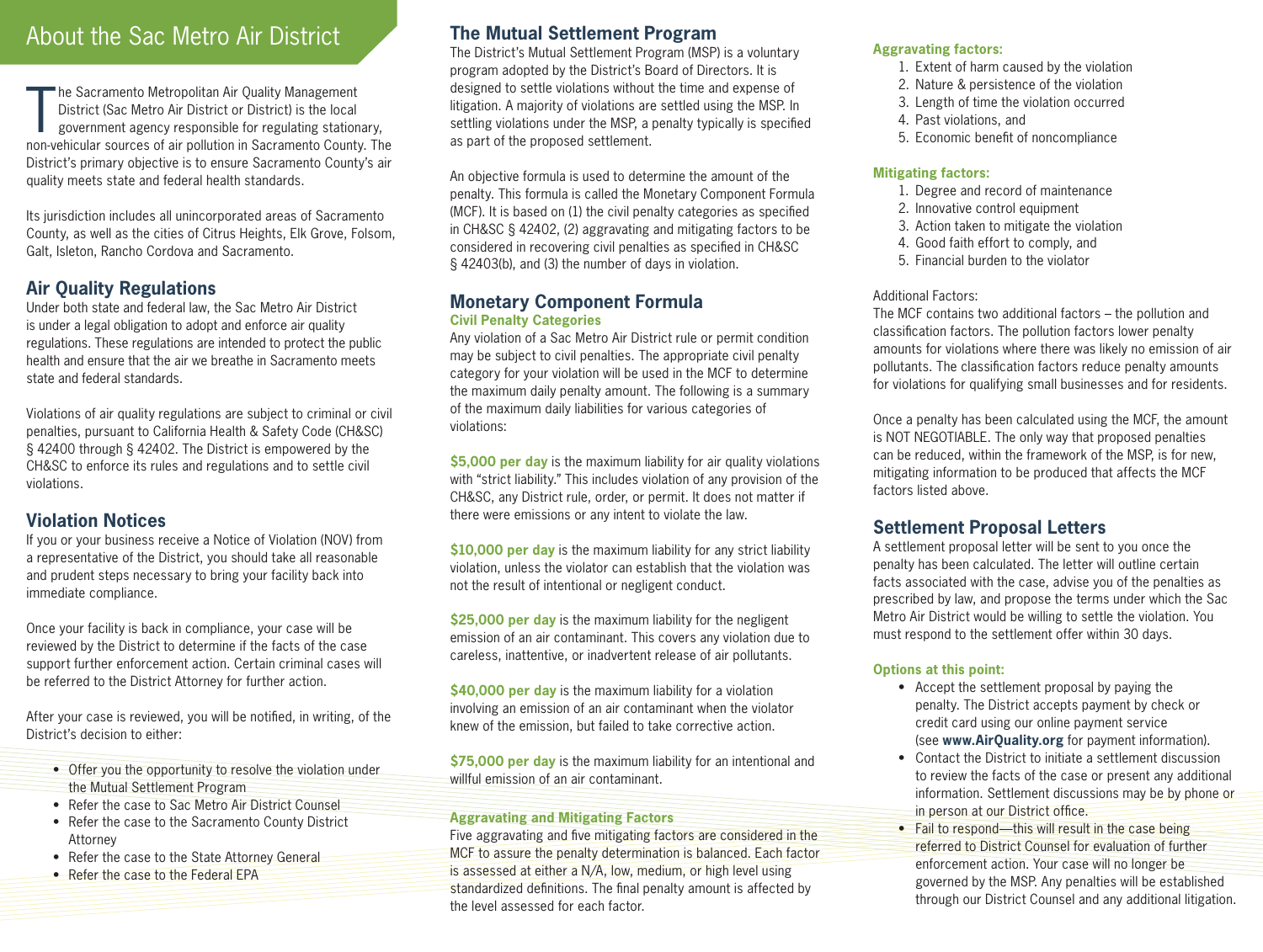# About the Sac Metro Air District

The Sacramento Metropolitan Air Quality Management District (Sac Metro Air District or District) is the local government agency responsible for regulating stationary, non-vehicular sources of air pollution in Sacramento County. The District's primary objective is to ensure Sacramento County's air quality meets state and federal health standards.

Its jurisdiction includes all unincorporated areas of Sacramento County, as well as the cities of Citrus Heights, Elk Grove, Folsom, Galt, Isleton, Rancho Cordova and Sacramento.

## Air Quality Regulations

Under both state and federal law, the Sac Metro Air District is under a legal obligation to adopt and enforce air quality regulations. These regulations are intended to protect the public health and ensure that the air we breathe in Sacramento meets state and federal standards.

Violations of air quality regulations are subject to criminal or civil penalties, pursuant to California Health & Safety Code (CH&SC) § 42400 through § 42402. The District is empowered by the CH&SC to enforce its rules and regulations and to settle civil violations.

## Violation Notices

If you or your business receive a Notice of Violation (NOV) from a representative of the District, you should take all reasonable and prudent steps necessary to bring your facility back into immediate compliance.

Once your facility is back in compliance, your case will be reviewed by the District to determine if the facts of the case support further enforcement action. Certain criminal cases will be referred to the District Attorney for further action.

After your case is reviewed, you will be notified, in writing, of the District's decision to either:

- Offer you the opportunity to resolve the violation under the Mutual Settlement Program
- Refer the case to Sac Metro Air District Counsel
- Refer the case to the Sacramento County District Attorney
- Refer the case to the State Attorney General
- Refer the case to the Federal EPA

## The Mutual Settlement Program

The District's Mutual Settlement Program (MSP) is a voluntary program adopted by the District's Board of Directors. It is designed to settle violations without the time and expense of litigation. A majority of violations are settled using the MSP. In settling violations under the MSP, a penalty typically is specified as part of the proposed settlement.

An objective formula is used to determine the amount of the penalty. This formula is called the Monetary Component Formula (MCF). It is based on (1) the civil penalty categories as specified in CH&SC § 42402, (2) aggravating and mitigating factors to be considered in recovering civil penalties as specified in CH&SC § 42403(b), and (3) the number of days in violation.

## Monetary Component Formula

### Civil Penalty Categories

Any violation of a Sac Metro Air District rule or permit condition may be subject to civil penalties. The appropriate civil penalty category for your violation will be used in the MCF to determine the maximum daily penalty amount. The following is a summary of the maximum daily liabilities for various categories of violations:

**$5,000 per day** is the maximum liability for air quality violations with "strict liability." This includes violation of any provision of the CH&SC, any District rule, order, or permit. It does not matter if there were emissions or any intent to violate the law.

**$10,000 per day** is the maximum liability for any strict liability violation, unless the violator can establish that the violation was not the result of intentional or negligent conduct.

**$25,000 per day** is the maximum liability for the negligent emission of an air contaminant. This covers any violation due to careless, inattentive, or inadvertent release of air pollutants.

**$40,000 per day** is the maximum liability for a violation involving an emission of an air contaminant when the violator knew of the emission, but failed to take corrective action.

**$75,000 per day** is the maximum liability for an intentional and willful emission of an air contaminant.

### Aggravating and Mitigating Factors

Five aggravating and five mitigating factors are considered in the MCF to assure the penalty determination is balanced. Each factor is assessed at either a N/A, low, medium, or high level using standardized definitions. The final penalty amount is affected by the level assessed for each factor.

**Aggravating factors:**

1. Extent of harm caused by the violation
2. Nature & persistence of the violation
3. Length of time the violation occurred
4. Past violations, and
5. Economic benefit of noncompliance

**Mitigating factors:**

1. Degree and record of maintenance
2. Innovative control equipment
3. Action taken to mitigate the violation
4. Good faith effort to comply, and
5. Financial burden to the violator

Additional Factors:

The MCF contains two additional factors – the pollution and classification factors. The pollution factors lower penalty amounts for violations where there was likely no emission of air pollutants. The classification factors reduce penalty amounts for violations for qualifying small businesses and for residents.

Once a penalty has been calculated using the MCF, the amount is NOT NEGOTIABLE. The only way that proposed penalties can be reduced, within the framework of the MSP, is for new, mitigating information to be produced that affects the MCF factors listed above.

## Settlement Proposal Letters

A settlement proposal letter will be sent to you once the penalty has been calculated. The letter will outline certain facts associated with the case, advise you of the penalties as prescribed by law, and propose the terms under which the Sac Metro Air District would be willing to settle the violation. You must respond to the settlement offer within 30 days.

**Options at this point:**

- Accept the settlement proposal by paying the penalty. The District accepts payment by check or credit card using our online payment service (see **www.AirQuality.org** for payment information).
- Contact the District to initiate a settlement discussion to review the facts of the case or present any additional information. Settlement discussions may be by phone or in person at our District office.
- Fail to respond—this will result in the case being referred to District Counsel for evaluation of further enforcement action. Your case will no longer be governed by the MSP. Any penalties will be established through our District Counsel and any additional litigation.